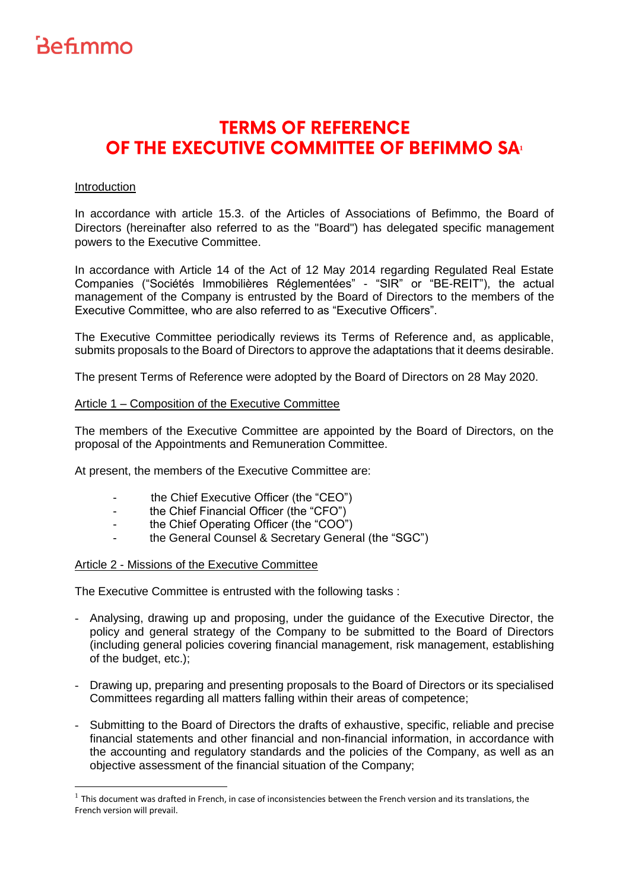Befimmo

# TERMS OF REFERENCE OF THE EXECUTIVE COMMITTEE OF BEFIMMO SA[1]

## Introduction

In accordance with article 15.3. of the Articles of Associations of Befimmo, the Board of Directors (hereinafter also referred to as the "Board") has delegated specific management powers to the Executive Committee.

In accordance with Article 14 of the Act of 12 May 2014 regarding Regulated Real Estate Companies ("Sociétés Immobilières Réglementées" - "SIR" or "BE-REIT"), the actual management of the Company is entrusted by the Board of Directors to the members of the Executive Committee, who are also referred to as "Executive Officers".

The Executive Committee periodically reviews its Terms of Reference and, as applicable, submits proposals to the Board of Directors to approve the adaptations that it deems desirable.

The present Terms of Reference were adopted by the Board of Directors on 28 May 2020.

## Article 1 – Composition of the Executive Committee

The members of the Executive Committee are appointed by the Board of Directors, on the proposal of the Appointments and Remuneration Committee.

At present, the members of the Executive Committee are:

- the Chief Executive Officer (the "CEO")
- the Chief Financial Officer (the "CFO")
- the Chief Operating Officer (the "COO")
- the General Counsel & Secretary General (the "SGC")

## Article 2 - Missions of the Executive Committee

The Executive Committee is entrusted with the following tasks :

- Analysing, drawing up and proposing, under the guidance of the Executive Director, the policy and general strategy of the Company to be submitted to the Board of Directors (including general policies covering financial management, risk management, establishing of the budget, etc.);
- Drawing up, preparing and presenting proposals to the Board of Directors or its specialised Committees regarding all matters falling within their areas of competence;
- Submitting to the Board of Directors the drafts of exhaustive, specific, reliable and precise financial statements and other financial and non-financial information, in accordance with the accounting and regulatory standards and the policies of the Company, as well as an objective assessment of the financial situation of the Company;

[1] This document was drafted in French, in case of inconsistencies between the French version and its translations, the French version will prevail.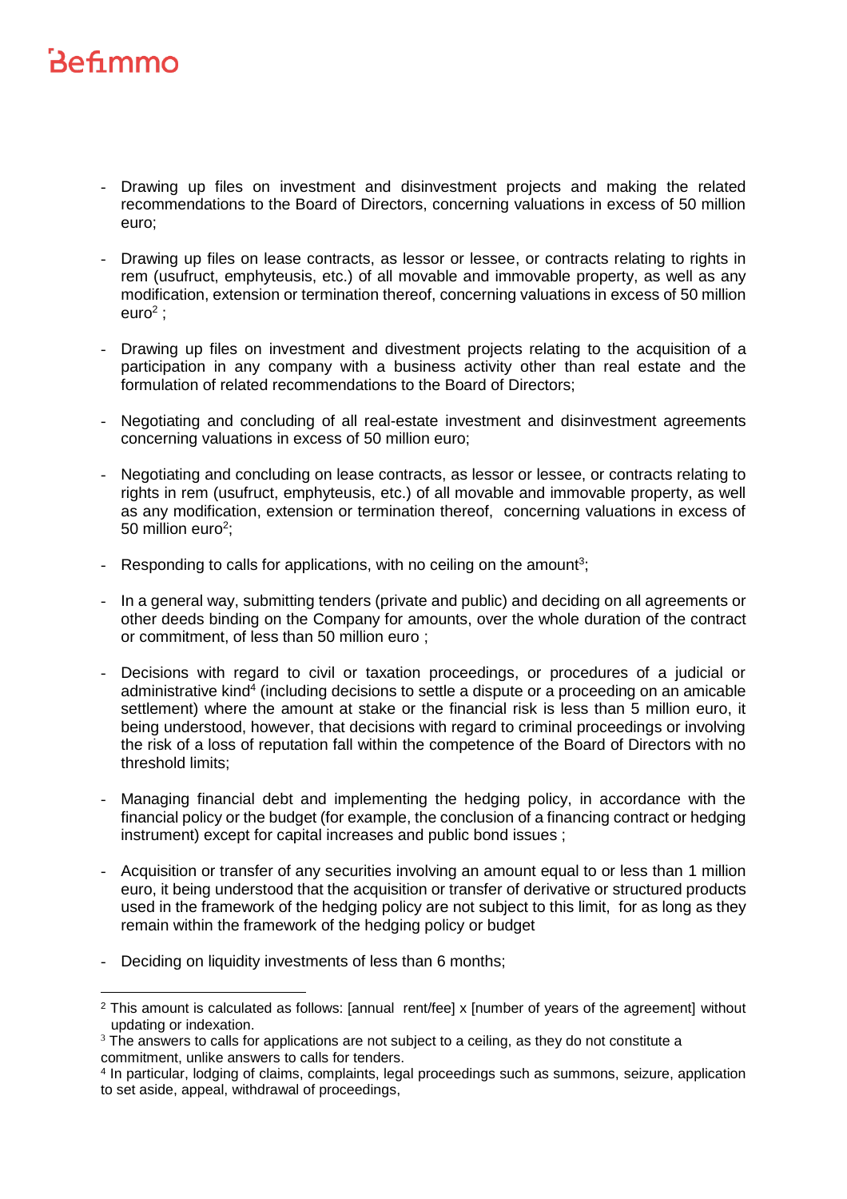- Drawing up files on investment and disinvestment projects and making the related recommendations to the Board of Directors, concerning valuations in excess of 50 million euro;

- Drawing up files on lease contracts, as lessor or lessee, or contracts relating to rights in rem (usufruct, emphyteusis, etc.) of all movable and immovable property, as well as any modification, extension or termination thereof, concerning valuations in excess of 50 million euro[2] ;

- Drawing up files on investment and divestment projects relating to the acquisition of a participation in any company with a business activity other than real estate and the formulation of related recommendations to the Board of Directors;

- Negotiating and concluding of all real-estate investment and disinvestment agreements concerning valuations in excess of 50 million euro;

- Negotiating and concluding on lease contracts, as lessor or lessee, or contracts relating to rights in rem (usufruct, emphyteusis, etc.) of all movable and immovable property, as well as any modification, extension or termination thereof, concerning valuations in excess of 50 million euro[2];

- Responding to calls for applications, with no ceiling on the amount[3];

- In a general way, submitting tenders (private and public) and deciding on all agreements or other deeds binding on the Company for amounts, over the whole duration of the contract or commitment, of less than 50 million euro ;

- Decisions with regard to civil or taxation proceedings, or procedures of a judicial or administrative kind[4] (including decisions to settle a dispute or a proceeding on an amicable settlement) where the amount at stake or the financial risk is less than 5 million euro, it being understood, however, that decisions with regard to criminal proceedings or involving the risk of a loss of reputation fall within the competence of the Board of Directors with no threshold limits;

- Managing financial debt and implementing the hedging policy, in accordance with the financial policy or the budget (for example, the conclusion of a financing contract or hedging instrument) except for capital increases and public bond issues ;

- Acquisition or transfer of any securities involving an amount equal to or less than 1 million euro, it being understood that the acquisition or transfer of derivative or structured products used in the framework of the hedging policy are not subject to this limit, for as long as they remain within the framework of the hedging policy or budget

- Deciding on liquidity investments of less than 6 months;

[2] This amount is calculated as follows: [annual rent/fee] x [number of years of the agreement] without updating or indexation.

[3] The answers to calls for applications are not subject to a ceiling, as they do not constitute a commitment, unlike answers to calls for tenders.

[4] In particular, lodging of claims, complaints, legal proceedings such as summons, seizure, application to set aside, appeal, withdrawal of proceedings,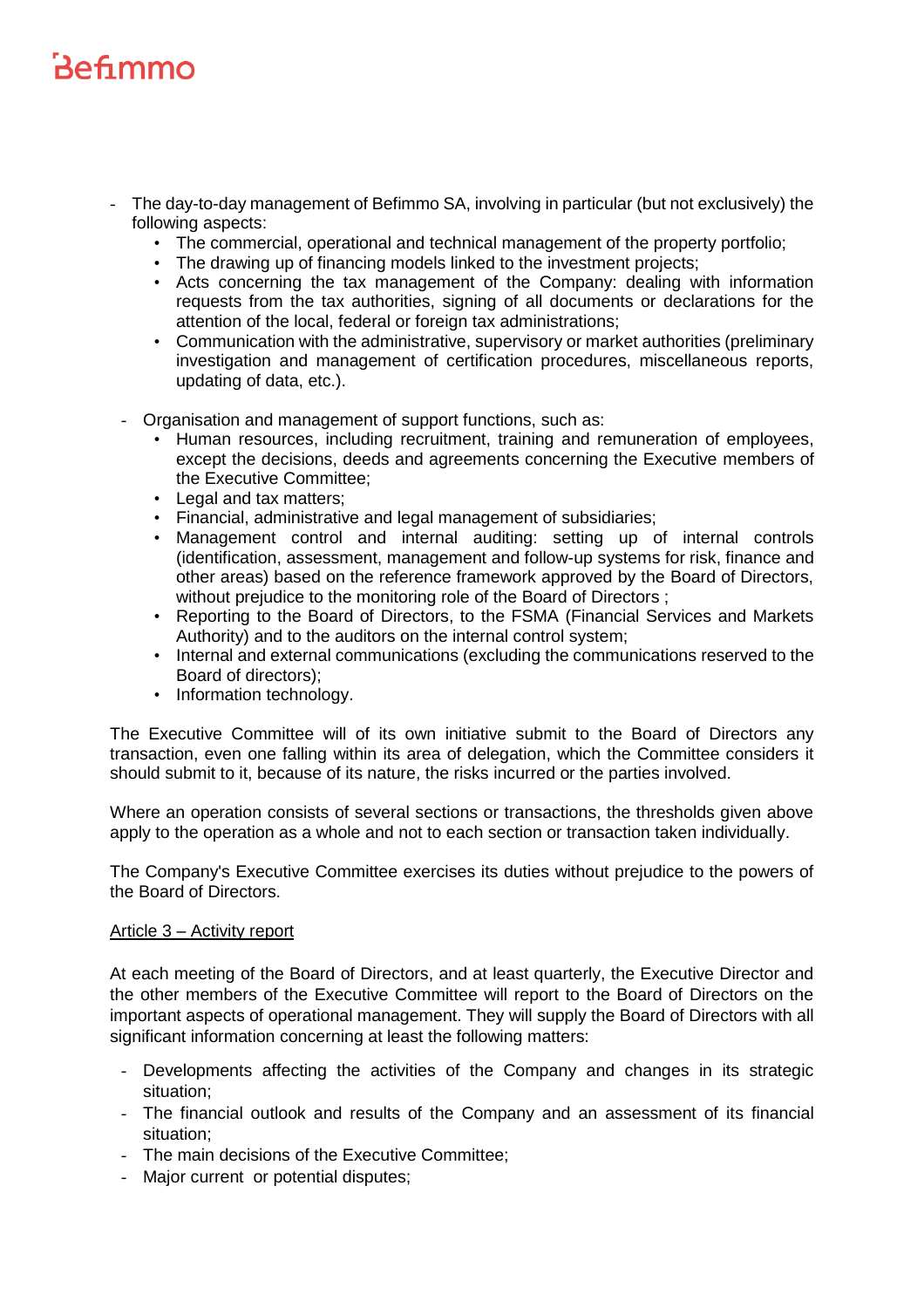- The day-to-day management of Befimmo SA, involving in particular (but not exclusively) the following aspects:
  - The commercial, operational and technical management of the property portfolio;
  - The drawing up of financing models linked to the investment projects;
  - Acts concerning the tax management of the Company: dealing with information requests from the tax authorities, signing of all documents or declarations for the attention of the local, federal or foreign tax administrations;
  - Communication with the administrative, supervisory or market authorities (preliminary investigation and management of certification procedures, miscellaneous reports, updating of data, etc.).

- Organisation and management of support functions, such as:
  - Human resources, including recruitment, training and remuneration of employees, except the decisions, deeds and agreements concerning the Executive members of the Executive Committee;
  - Legal and tax matters;
  - Financial, administrative and legal management of subsidiaries;
  - Management control and internal auditing: setting up of internal controls (identification, assessment, management and follow-up systems for risk, finance and other areas) based on the reference framework approved by the Board of Directors, without prejudice to the monitoring role of the Board of Directors ;
  - Reporting to the Board of Directors, to the FSMA (Financial Services and Markets Authority) and to the auditors on the internal control system;
  - Internal and external communications (excluding the communications reserved to the Board of directors);
  - Information technology.

The Executive Committee will of its own initiative submit to the Board of Directors any transaction, even one falling within its area of delegation, which the Committee considers it should submit to it, because of its nature, the risks incurred or the parties involved.

Where an operation consists of several sections or transactions, the thresholds given above apply to the operation as a whole and not to each section or transaction taken individually.

The Company's Executive Committee exercises its duties without prejudice to the powers of the Board of Directors.

## Article 3 – Activity report

At each meeting of the Board of Directors, and at least quarterly, the Executive Director and the other members of the Executive Committee will report to the Board of Directors on the important aspects of operational management. They will supply the Board of Directors with all significant information concerning at least the following matters:

- Developments affecting the activities of the Company and changes in its strategic situation;
- The financial outlook and results of the Company and an assessment of its financial situation;
- The main decisions of the Executive Committee;
- Major current or potential disputes;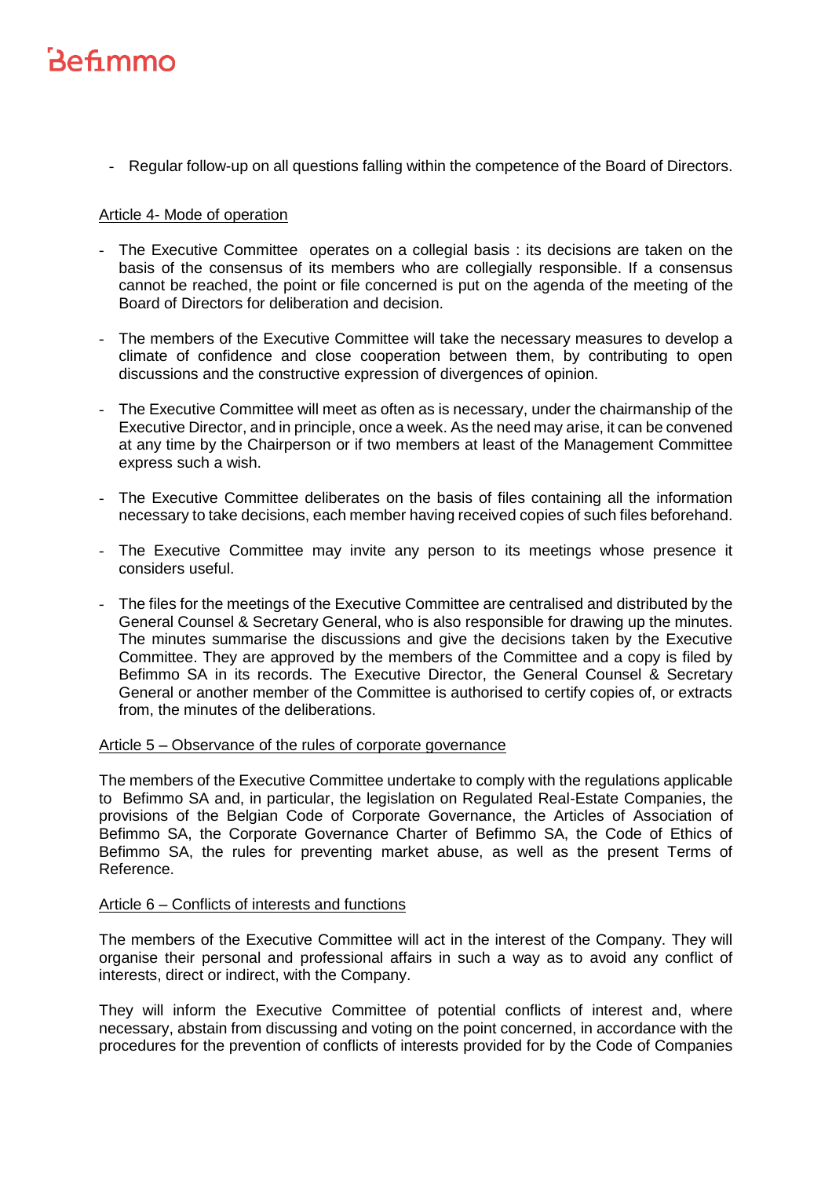- Regular follow-up on all questions falling within the competence of the Board of Directors.

Article 4- Mode of operation

- The Executive Committee operates on a collegial basis : its decisions are taken on the basis of the consensus of its members who are collegially responsible. If a consensus cannot be reached, the point or file concerned is put on the agenda of the meeting of the Board of Directors for deliberation and decision.

- The members of the Executive Committee will take the necessary measures to develop a climate of confidence and close cooperation between them, by contributing to open discussions and the constructive expression of divergences of opinion.

- The Executive Committee will meet as often as is necessary, under the chairmanship of the Executive Director, and in principle, once a week. As the need may arise, it can be convened at any time by the Chairperson or if two members at least of the Management Committee express such a wish.

- The Executive Committee deliberates on the basis of files containing all the information necessary to take decisions, each member having received copies of such files beforehand.

- The Executive Committee may invite any person to its meetings whose presence it considers useful.

- The files for the meetings of the Executive Committee are centralised and distributed by the General Counsel & Secretary General, who is also responsible for drawing up the minutes. The minutes summarise the discussions and give the decisions taken by the Executive Committee. They are approved by the members of the Committee and a copy is filed by Befimmo SA in its records. The Executive Director, the General Counsel & Secretary General or another member of the Committee is authorised to certify copies of, or extracts from, the minutes of the deliberations.

Article 5 – Observance of the rules of corporate governance

The members of the Executive Committee undertake to comply with the regulations applicable to Befimmo SA and, in particular, the legislation on Regulated Real-Estate Companies, the provisions of the Belgian Code of Corporate Governance, the Articles of Association of Befimmo SA, the Corporate Governance Charter of Befimmo SA, the Code of Ethics of Befimmo SA, the rules for preventing market abuse, as well as the present Terms of Reference.

Article 6 – Conflicts of interests and functions

The members of the Executive Committee will act in the interest of the Company. They will organise their personal and professional affairs in such a way as to avoid any conflict of interests, direct or indirect, with the Company.

They will inform the Executive Committee of potential conflicts of interest and, where necessary, abstain from discussing and voting on the point concerned, in accordance with the procedures for the prevention of conflicts of interests provided for by the Code of Companies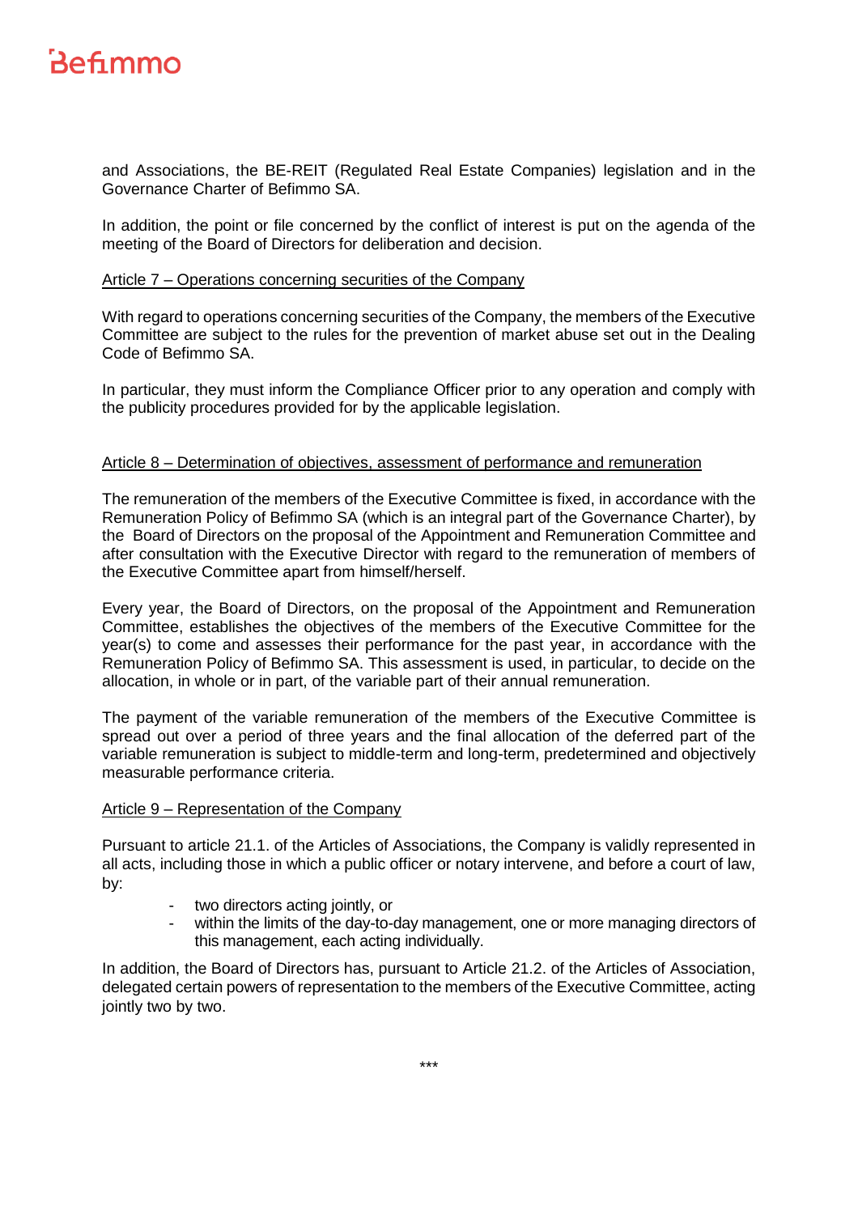and Associations, the BE-REIT (Regulated Real Estate Companies) legislation and in the Governance Charter of Befimmo SA.

In addition, the point or file concerned by the conflict of interest is put on the agenda of the meeting of the Board of Directors for deliberation and decision.

<u>Article 7 – Operations concerning securities of the Company</u>

With regard to operations concerning securities of the Company, the members of the Executive Committee are subject to the rules for the prevention of market abuse set out in the Dealing Code of Befimmo SA.

In particular, they must inform the Compliance Officer prior to any operation and comply with the publicity procedures provided for by the applicable legislation.

<u>Article 8 – Determination of objectives, assessment of performance and remuneration</u>

The remuneration of the members of the Executive Committee is fixed, in accordance with the Remuneration Policy of Befimmo SA (which is an integral part of the Governance Charter), by the Board of Directors on the proposal of the Appointment and Remuneration Committee and after consultation with the Executive Director with regard to the remuneration of members of the Executive Committee apart from himself/herself.

Every year, the Board of Directors, on the proposal of the Appointment and Remuneration Committee, establishes the objectives of the members of the Executive Committee for the year(s) to come and assesses their performance for the past year, in accordance with the Remuneration Policy of Befimmo SA. This assessment is used, in particular, to decide on the allocation, in whole or in part, of the variable part of their annual remuneration.

The payment of the variable remuneration of the members of the Executive Committee is spread out over a period of three years and the final allocation of the deferred part of the variable remuneration is subject to middle-term and long-term, predetermined and objectively measurable performance criteria.

<u>Article 9 – Representation of the Company</u>

Pursuant to article 21.1. of the Articles of Associations, the Company is validly represented in all acts, including those in which a public officer or notary intervene, and before a court of law, by:

- two directors acting jointly, or
- within the limits of the day-to-day management, one or more managing directors of this management, each acting individually.

In addition, the Board of Directors has, pursuant to Article 21.2. of the Articles of Association, delegated certain powers of representation to the members of the Executive Committee, acting jointly two by two.

***